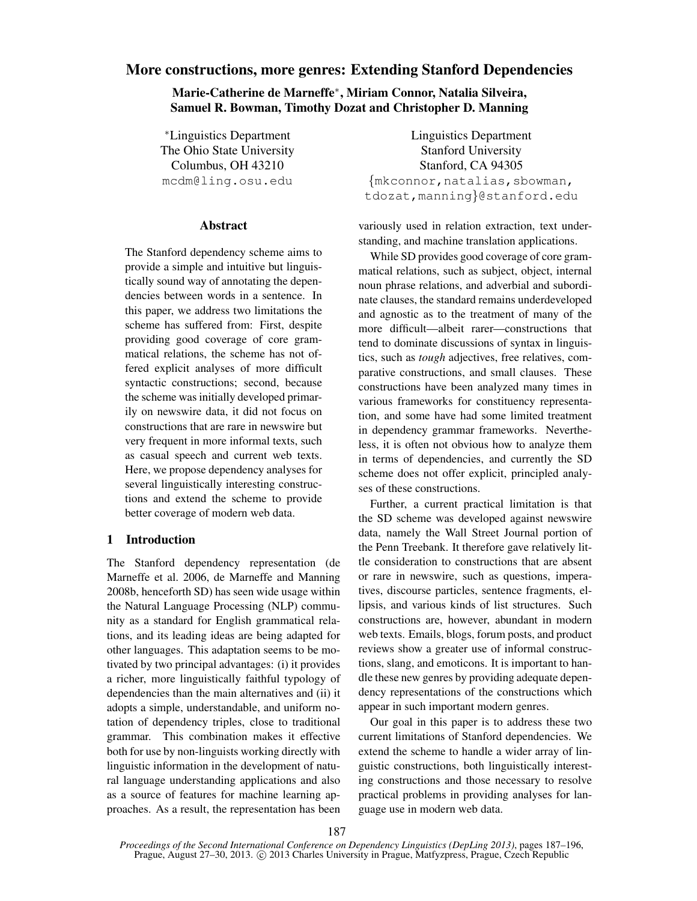# More constructions, more genres: Extending Stanford Dependencies

**Marie-Catherine de Marneffe*, Miriam Connor, Natalia Silveira, Samuel R. Bowman, Timothy Dozat and Christopher D. Manning**

*Linguistics Department
The Ohio State University
Columbus, OH 43210
mcdm@ling.osu.edu

Linguistics Department
Stanford University
Stanford, CA 94305
{mkconnor,natalias,sbowman,tdozat,manning}@stanford.edu

## Abstract

The Stanford dependency scheme aims to provide a simple and intuitive but linguistically sound way of annotating the dependencies between words in a sentence. In this paper, we address two limitations the scheme has suffered from: First, despite providing good coverage of core grammatical relations, the scheme has not offered explicit analyses of more difficult syntactic constructions; second, because the scheme was initially developed primarily on newswire data, it did not focus on constructions that are rare in newswire but very frequent in more informal texts, such as casual speech and current web texts. Here, we propose dependency analyses for several linguistically interesting constructions and extend the scheme to provide better coverage of modern web data.

## 1 Introduction

The Stanford dependency representation (de Marneffe et al. 2006, de Marneffe and Manning 2008b, henceforth SD) has seen wide usage within the Natural Language Processing (NLP) community as a standard for English grammatical relations, and its leading ideas are being adapted for other languages. This adaptation seems to be motivated by two principal advantages: (i) it provides a richer, more linguistically faithful typology of dependencies than the main alternatives and (ii) it adopts a simple, understandable, and uniform notation of dependency triples, close to traditional grammar. This combination makes it effective both for use by non-linguists working directly with linguistic information in the development of natural language understanding applications and also as a source of features for machine learning approaches. As a result, the representation has been variously used in relation extraction, text understanding, and machine translation applications.

While SD provides good coverage of core grammatical relations, such as subject, object, internal noun phrase relations, and adverbial and subordinate clauses, the standard remains underdeveloped and agnostic as to the treatment of many of the more difficult—albeit rarer—constructions that tend to dominate discussions of syntax in linguistics, such as *tough* adjectives, free relatives, comparative constructions, and small clauses. These constructions have been analyzed many times in various frameworks for constituency representation, and some have had some limited treatment in dependency grammar frameworks. Nevertheless, it is often not obvious how to analyze them in terms of dependencies, and currently the SD scheme does not offer explicit, principled analyses of these constructions.

Further, a current practical limitation is that the SD scheme was developed against newswire data, namely the Wall Street Journal portion of the Penn Treebank. It therefore gave relatively little consideration to constructions that are absent or rare in newswire, such as questions, imperatives, discourse particles, sentence fragments, ellipsis, and various kinds of list structures. Such constructions are, however, abundant in modern web texts. Emails, blogs, forum posts, and product reviews show a greater use of informal constructions, slang, and emoticons. It is important to handle these new genres by providing adequate dependency representations of the constructions which appear in such important modern genres.

Our goal in this paper is to address these two current limitations of Stanford dependencies. We extend the scheme to handle a wider array of linguistic constructions, both linguistically interesting constructions and those necessary to resolve practical problems in providing analyses for language use in modern web data.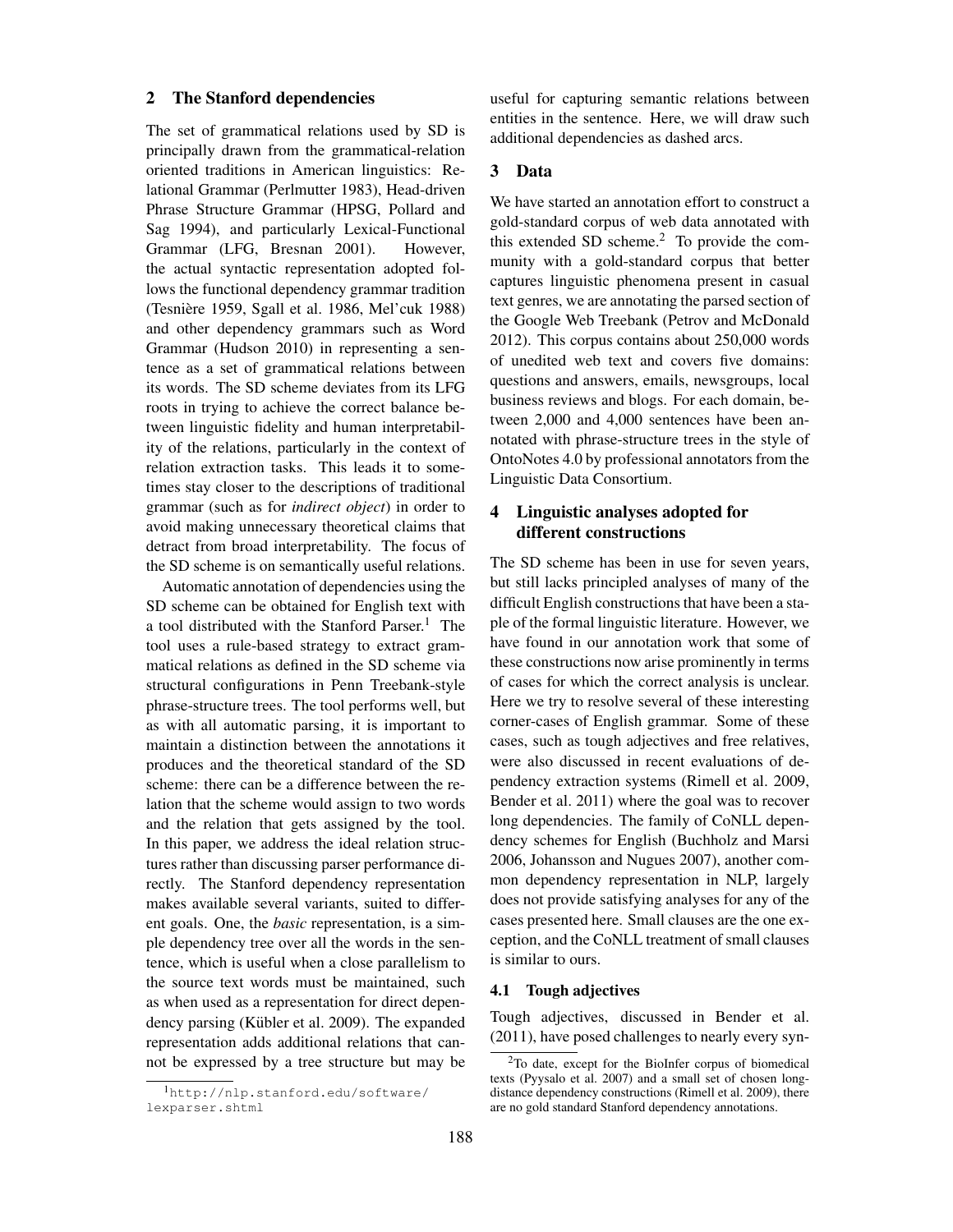## 2 The Stanford dependencies

The set of grammatical relations used by SD is principally drawn from the grammatical-relation oriented traditions in American linguistics: Relational Grammar (Perlmutter 1983), Head-driven Phrase Structure Grammar (HPSG, Pollard and Sag 1994), and particularly Lexical-Functional Grammar (LFG, Bresnan 2001). However, the actual syntactic representation adopted follows the functional dependency grammar tradition (Tesnière 1959, Sgall et al. 1986, Mel'cuk 1988) and other dependency grammars such as Word Grammar (Hudson 2010) in representing a sentence as a set of grammatical relations between its words. The SD scheme deviates from its LFG roots in trying to achieve the correct balance between linguistic fidelity and human interpretability of the relations, particularly in the context of relation extraction tasks. This leads it to sometimes stay closer to the descriptions of traditional grammar (such as for *indirect object*) in order to avoid making unnecessary theoretical claims that detract from broad interpretability. The focus of the SD scheme is on semantically useful relations.

Automatic annotation of dependencies using the SD scheme can be obtained for English text with a tool distributed with the Stanford Parser.[1] The tool uses a rule-based strategy to extract grammatical relations as defined in the SD scheme via structural configurations in Penn Treebank-style phrase-structure trees. The tool performs well, but as with all automatic parsing, it is important to maintain a distinction between the annotations it produces and the theoretical standard of the SD scheme: there can be a difference between the relation that the scheme would assign to two words and the relation that gets assigned by the tool. In this paper, we address the ideal relation structures rather than discussing parser performance directly. The Stanford dependency representation makes available several variants, suited to different goals. One, the *basic* representation, is a simple dependency tree over all the words in the sentence, which is useful when a close parallelism to the source text words must be maintained, such as when used as a representation for direct dependency parsing (Kübler et al. 2009). The expanded representation adds additional relations that cannot be expressed by a tree structure but may be useful for capturing semantic relations between entities in the sentence. Here, we will draw such additional dependencies as dashed arcs.

[1] http://nlp.stanford.edu/software/lexparser.shtml

## 3 Data

We have started an annotation effort to construct a gold-standard corpus of web data annotated with this extended SD scheme.[2] To provide the community with a gold-standard corpus that better captures linguistic phenomena present in casual text genres, we are annotating the parsed section of the Google Web Treebank (Petrov and McDonald 2012). This corpus contains about 250,000 words of unedited web text and covers five domains: questions and answers, emails, newsgroups, local business reviews and blogs. For each domain, between 2,000 and 4,000 sentences have been annotated with phrase-structure trees in the style of OntoNotes 4.0 by professional annotators from the Linguistic Data Consortium.

## 4 Linguistic analyses adopted for different constructions

The SD scheme has been in use for seven years, but still lacks principled analyses of many of the difficult English constructions that have been a staple of the formal linguistic literature. However, we have found in our annotation work that some of these constructions now arise prominently in terms of cases for which the correct analysis is unclear. Here we try to resolve several of these interesting corner-cases of English grammar. Some of these cases, such as tough adjectives and free relatives, were also discussed in recent evaluations of dependency extraction systems (Rimell et al. 2009, Bender et al. 2011) where the goal was to recover long dependencies. The family of CoNLL dependency schemes for English (Buchholz and Marsi 2006, Johansson and Nugues 2007), another common dependency representation in NLP, largely does not provide satisfying analyses for any of the cases presented here. Small clauses are the one exception, and the CoNLL treatment of small clauses is similar to ours.

### 4.1 Tough adjectives

Tough adjectives, discussed in Bender et al. (2011), have posed challenges to nearly every syn-

[2] To date, except for the BioInfer corpus of biomedical texts (Pyysalo et al. 2007) and a small set of chosen long-distance dependency constructions (Rimell et al. 2009), there are no gold standard Stanford dependency annotations.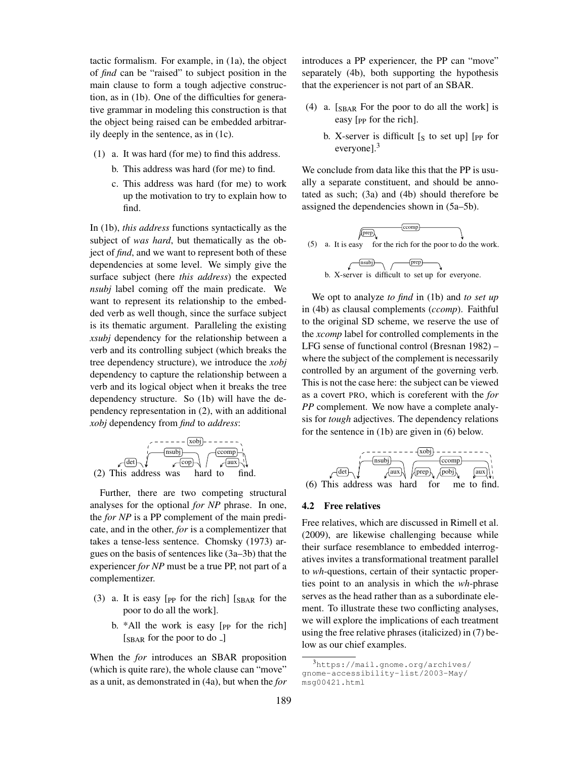tactic formalism. For example, in (1a), the object of *find* can be "raised" to subject position in the main clause to form a tough adjective construction, as in (1b). One of the difficulties for generative grammar in modeling this construction is that the object being raised can be embedded arbitrarily deeply in the sentence, as in (1c).

(1) a. It was hard (for me) to find this address.

b. This address was hard (for me) to find.

c. This address was hard (for me) to work up the motivation to try to explain how to find.

In (1b), *this address* functions syntactically as the subject of *was hard*, but thematically as the object of *find*, and we want to represent both of these dependencies at some level. We simply give the surface subject (here *this address*) the expected *nsubj* label coming off the main predicate. We want to represent its relationship to the embedded verb as well though, since the surface subject is its thematic argument. Paralleling the existing *xsubj* dependency for the relationship between a verb and its controlling subject (which breaks the tree dependency structure), we introduce the *xobj* dependency to capture the relationship between a verb and its logical object when it breaks the tree dependency structure. So (1b) will have the dependency representation in (2), with an additional *xobj* dependency from *find* to *address*:

(2) This address was hard to find.

[Dependency arcs: det, nsubj, cop, ccomp, aux, xobj]

Further, there are two competing structural analyses for the optional *for NP* phrase. In one, the *for NP* is a PP complement of the main predicate, and in the other, *for* is a complementizer that takes a tense-less sentence. Chomsky (1973) argues on the basis of sentences like (3a–3b) that the experiencer *for NP* must be a true PP, not part of a complementizer.

(3) a. It is easy [$_{\text{PP}}$ for the rich] [$_{\text{SBAR}}$ for the poor to do all the work].

b. *All the work is easy [$_{\text{PP}}$ for the rich] [$_{\text{SBAR}}$ for the poor to do _]

When the *for* introduces an SBAR proposition (which is quite rare), the whole clause can "move" as a unit, as demonstrated in (4a), but when the *for* introduces a PP experiencer, the PP can "move" separately (4b), both supporting the hypothesis that the experiencer is not part of an SBAR.

(4) a. [$_{\text{SBAR}}$ For the poor to do all the work] is easy [$_{\text{PP}}$ for the rich].

b. X-server is difficult [$_{\text{S}}$ to set up] [$_{\text{PP}}$ for everyone].[3]

We conclude from data like this that the PP is usually a separate constituent, and should be annotated as such; (3a) and (4b) should therefore be assigned the dependencies shown in (5a–5b).

(5) a. It is easy for the rich for the poor to do the work.

[Dependency arcs: prep, ccomp]

b. X-server is difficult to set up for everyone.

[Dependency arcs: nsubj, prep]

We opt to analyze *to find* in (1b) and *to set up* in (4b) as clausal complements (*ccomp*). Faithful to the original SD scheme, we reserve the use of the *xcomp* label for controlled complements in the LFG sense of functional control (Bresnan 1982) – where the subject of the complement is necessarily controlled by an argument of the governing verb. This is not the case here: the subject can be viewed as a covert PRO, which is coreferent with the *for PP* complement. We now have a complete analysis for *tough* adjectives. The dependency relations for the sentence in (1b) are given in (6) below.

(6) This address was hard for me to find.

[Dependency arcs: det, nsubj, aux, ccomp, prep, pobj, aux, xobj]

## 4.2 Free relatives

Free relatives, which are discussed in Rimell et al. (2009), are likewise challenging because while their surface resemblance to embedded interrogatives invites a transformational treatment parallel to *wh*-questions, certain of their syntactic properties point to an analysis in which the *wh*-phrase serves as the head rather than as a subordinate element. To illustrate these two conflicting analyses, we will explore the implications of each treatment using the free relative phrases (italicized) in (7) below as our chief examples.

[3] https://mail.gnome.org/archives/gnome-accessibility-list/2003-May/msg00421.html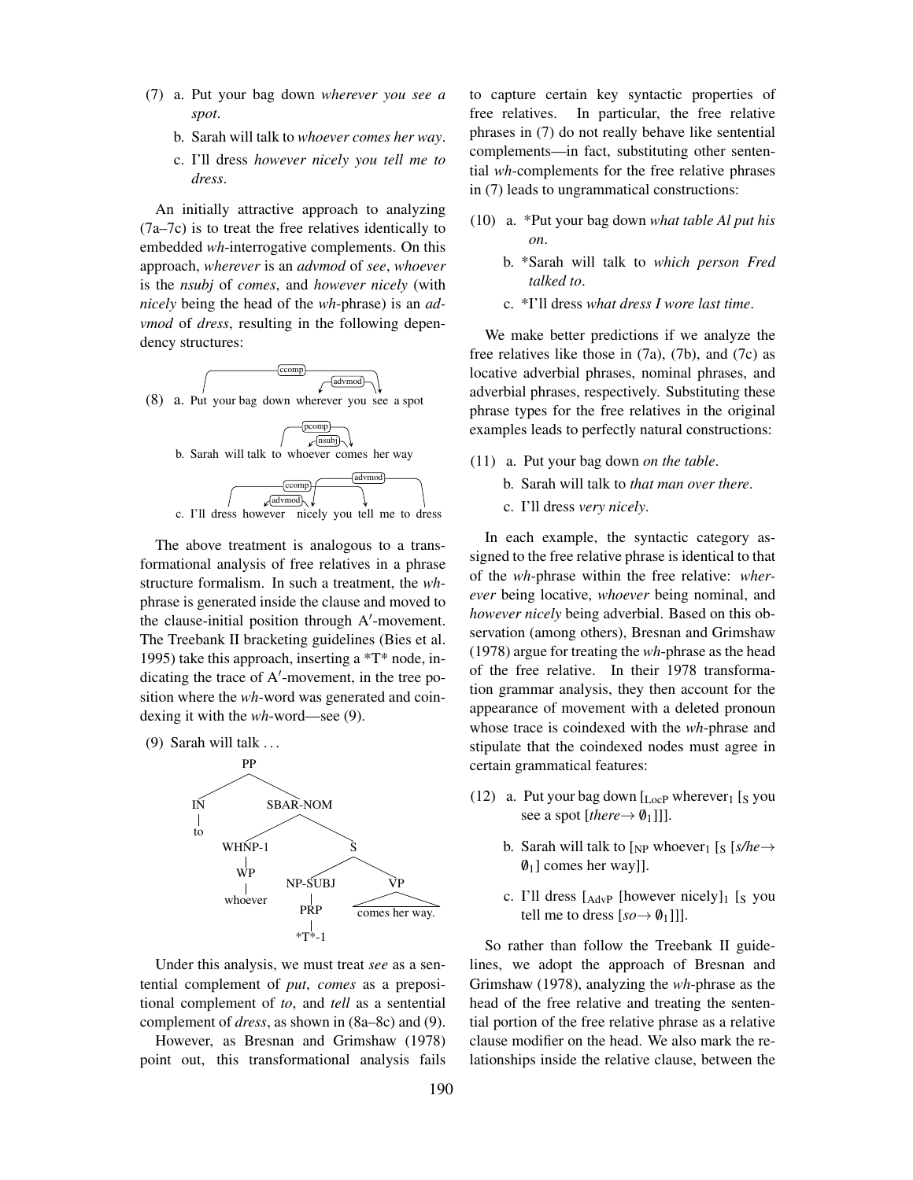(7) a. Put your bag down *wherever you see a spot*.

b. Sarah will talk to *whoever comes her way*.

c. I'll dress *however nicely you tell me to dress*.

An initially attractive approach to analyzing (7a–7c) is to treat the free relatives identically to embedded *wh*-interrogative complements. On this approach, *wherever* is an *advmod* of *see*, *whoever* is the *nsubj* of *comes*, and *however nicely* (with *nicely* being the head of the *wh*-phrase) is an *advmod* of *dress*, resulting in the following dependency structures:

(8) a. Put your bag down wherever you see a spot [ccomp: Put → see; advmod: see → wherever]

b. Sarah will talk to whoever comes her way [pcomp: to → comes; nsubj: comes → whoever]

c. I'll dress however nicely you tell me to dress [ccomp: dress → tell; advmod: nicely → however; advmod: dress → nicely]

The above treatment is analogous to a transformational analysis of free relatives in a phrase structure formalism. In such a treatment, the *wh*-phrase is generated inside the clause and moved to the clause-initial position through A′-movement. The Treebank II bracketing guidelines (Bies et al. 1995) take this approach, inserting a \*T\* node, indicating the trace of A′-movement, in the tree position where the *wh*-word was generated and coindexing it with the *wh*-word—see (9).

(9) Sarah will talk . . .

```
(PP (IN to)
    (SBAR-NOM (WHNP-1 (WP whoever))
              (S (NP-SUBJ (PRP *T*-1))
                 (VP comes her way.))))
```

Under this analysis, we must treat *see* as a sentential complement of *put*, *comes* as a prepositional complement of *to*, and *tell* as a sentential complement of *dress*, as shown in (8a–8c) and (9).

However, as Bresnan and Grimshaw (1978) point out, this transformational analysis fails to capture certain key syntactic properties of free relatives. In particular, the free relative phrases in (7) do not really behave like sentential complements—in fact, substituting other sentential *wh*-complements for the free relative phrases in (7) leads to ungrammatical constructions:

(10) a. \*Put your bag down *what table Al put his on*.

b. \*Sarah will talk to *which person Fred talked to*.

c. \*I'll dress *what dress I wore last time*.

We make better predictions if we analyze the free relatives like those in (7a), (7b), and (7c) as locative adverbial phrases, nominal phrases, and adverbial phrases, respectively. Substituting these phrase types for the free relatives in the original examples leads to perfectly natural constructions:

(11) a. Put your bag down *on the table*.

b. Sarah will talk to *that man over there*.

c. I'll dress *very nicely*.

In each example, the syntactic category assigned to the free relative phrase is identical to that of the *wh*-phrase within the free relative: *wherever* being locative, *whoever* being nominal, and *however nicely* being adverbial. Based on this observation (among others), Bresnan and Grimshaw (1978) argue for treating the *wh*-phrase as the head of the free relative. In their 1978 transformation grammar analysis, they then account for the appearance of movement with a deleted pronoun whose trace is coindexed with the *wh*-phrase and stipulate that the coindexed nodes must agree in certain grammatical features:

(12) a. Put your bag down [$_{\text{LocP}}$ wherever$_1$ [$_{\text{S}}$ you see a spot [*there*$\rightarrow \emptyset_1$]]].

b. Sarah will talk to [$_{\text{NP}}$ whoever$_1$ [$_{\text{S}}$ [*s/he*$\rightarrow \emptyset_1$] comes her way]].

c. I'll dress [$_{\text{AdvP}}$ [however nicely]$_1$ [$_{\text{S}}$ you tell me to dress [*so*$\rightarrow \emptyset_1$]]].

So rather than follow the Treebank II guidelines, we adopt the approach of Bresnan and Grimshaw (1978), analyzing the *wh*-phrase as the head of the free relative and treating the sentential portion of the free relative phrase as a relative clause modifier on the head. We also mark the relationships inside the relative clause, between the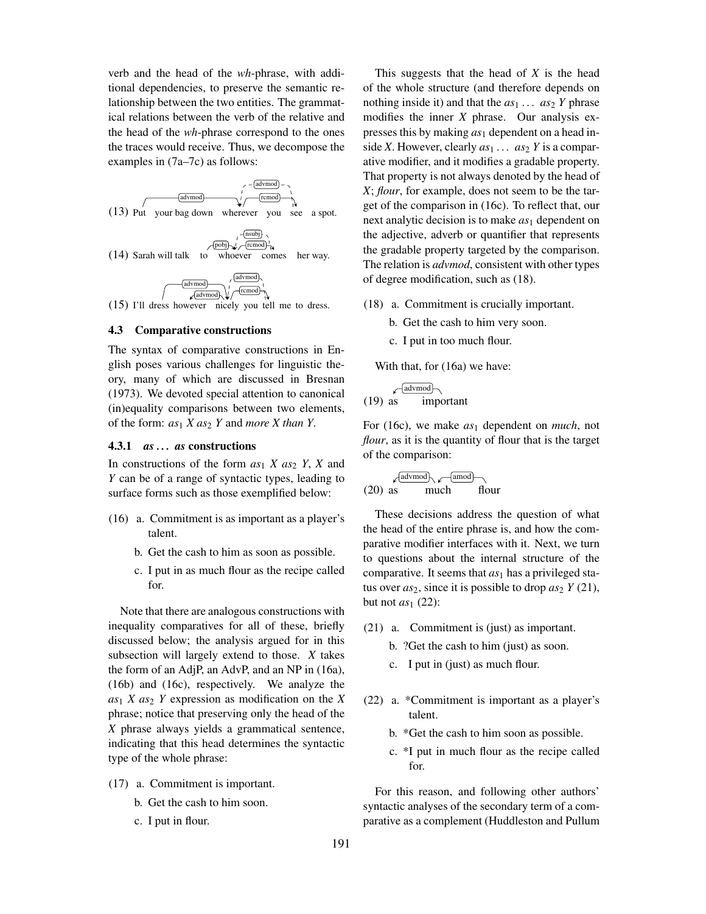verb and the head of the *wh*-phrase, with additional dependencies, to preserve the semantic relationship between the two entities. The grammatical relations between the verb of the relative and the head of the *wh*-phrase correspond to the ones the traces would receive. Thus, we decompose the examples in (7a–7c) as follows:

(13) Put your bag down wherever you see a spot.
[advmod: Put → wherever; rcmod: wherever → see; advmod (dashed): see → wherever]

(14) Sarah will talk to whoever comes her way.
[pobj: to → whoever; rcmod: whoever → comes; nsubj (dashed): comes → whoever]

(15) I'll dress however nicely you tell me to dress.
[advmod: dress → nicely; advmod: nicely → however; rcmod: nicely → tell; advmod (dashed): dress → nicely]

### 4.3 Comparative constructions

The syntax of comparative constructions in English poses various challenges for linguistic theory, many of which are discussed in Bresnan (1973). We devoted special attention to canonical (in)equality comparisons between two elements, of the form: $as_1$ *X* $as_2$ *Y* and *more X than Y*.

#### 4.3.1 *as . . . as* constructions

In constructions of the form $as_1$ *X* $as_2$ *Y*, *X* and *Y* can be of a range of syntactic types, leading to surface forms such as those exemplified below:

(16) a. Commitment is as important as a player's talent.

b. Get the cash to him as soon as possible.

c. I put in as much flour as the recipe called for.

Note that there are analogous constructions with inequality comparatives for all of these, briefly discussed below; the analysis argued for in this subsection will largely extend to those. *X* takes the form of an AdjP, an AdvP, and an NP in (16a), (16b) and (16c), respectively. We analyze the $as_1$ *X* $as_2$ *Y* expression as modification on the *X* phrase; notice that preserving only the head of the *X* phrase always yields a grammatical sentence, indicating that this head determines the syntactic type of the whole phrase:

(17) a. Commitment is important.

b. Get the cash to him soon.

c. I put in flour.

This suggests that the head of *X* is the head of the whole structure (and therefore depends on nothing inside it) and that the $as_1$ . . . $as_2$ *Y* phrase modifies the inner *X* phrase. Our analysis expresses this by making $as_1$ dependent on a head inside *X*. However, clearly $as_1$ . . . $as_2$ *Y* is a comparative modifier, and it modifies a gradable property. That property is not always denoted by the head of *X*; *flour*, for example, does not seem to be the target of the comparison in (16c). To reflect that, our next analytic decision is to make $as_1$ dependent on the adjective, adverb or quantifier that represents the gradable property targeted by the comparison. The relation is *advmod*, consistent with other types of degree modification, such as (18).

(18) a. Commitment is crucially important.

b. Get the cash to him very soon.

c. I put in too much flour.

With that, for (16a) we have:

(19) as important
[advmod: important → as]

For (16c), we make $as_1$ dependent on *much*, not *flour*, as it is the quantity of flour that is the target of the comparison:

(20) as much flour
[advmod: much → as; amod: flour → much]

These decisions address the question of what the head of the entire phrase is, and how the comparative modifier interfaces with it. Next, we turn to questions about the internal structure of the comparative. It seems that $as_1$ has a privileged status over $as_2$, since it is possible to drop $as_2$ *Y* (21), but not $as_1$ (22):

(21) a. Commitment is (just) as important.

b. ?Get the cash to him (just) as soon.

c. I put in (just) as much flour.

(22) a. *Commitment is important as a player's talent.

b. *Get the cash to him soon as possible.

c. *I put in much flour as the recipe called for.

For this reason, and following other authors' syntactic analyses of the secondary term of a comparative as a complement (Huddleston and Pullum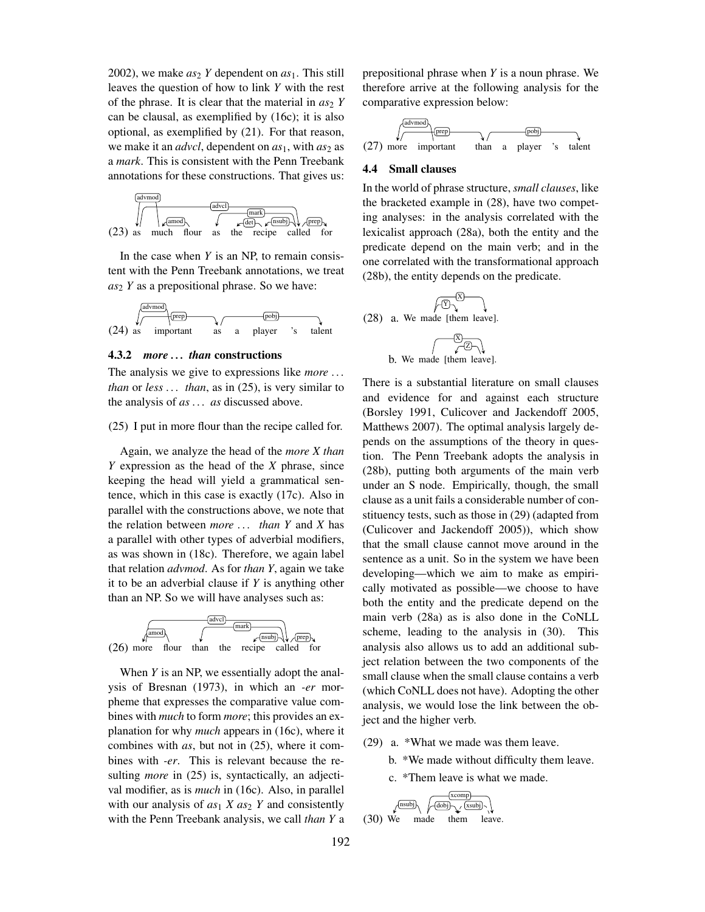2002), we make $as_2$ *Y* dependent on $as_1$. This still leaves the question of how to link *Y* with the rest of the phrase. It is clear that the material in $as_2$ *Y* can be clausal, as exemplified by (16c); it is also optional, as exemplified by (21). For that reason, we make it an *advcl*, dependent on $as_1$, with $as_2$ as a *mark*. This is consistent with the Penn Treebank annotations for these constructions. That gives us:

(23) as much flour as the recipe called for

In the case when *Y* is an NP, to remain consistent with the Penn Treebank annotations, we treat $as_2$ *Y* as a prepositional phrase. So we have:

(24) as important as a player 's talent

#### 4.3.2 *more ... than* constructions

The analysis we give to expressions like *more ... than* or *less ... than*, as in (25), is very similar to the analysis of *as ... as* discussed above.

(25) I put in more flour than the recipe called for.

Again, we analyze the head of the *more X than Y* expression as the head of the *X* phrase, since keeping the head will yield a grammatical sentence, which in this case is exactly (17c). Also in parallel with the constructions above, we note that the relation between *more ... than Y* and *X* has a parallel with other types of adverbial modifiers, as was shown in (18c). Therefore, we again label that relation *advmod*. As for *than Y*, again we take it to be an adverbial clause if *Y* is anything other than an NP. So we will have analyses such as:

(26) more flour than the recipe called for

When *Y* is an NP, we essentially adopt the analysis of Bresnan (1973), in which an *-er* morpheme that expresses the comparative value combines with *much* to form *more*; this provides an explanation for why *much* appears in (16c), where it combines with *as*, but not in (25), where it combines with *-er*. This is relevant because the resulting *more* in (25) is, syntactically, an adjectival modifier, as is *much* in (16c). Also, in parallel with our analysis of $as_1$ *X* $as_2$ *Y* and consistently with the Penn Treebank analysis, we call *than Y* a prepositional phrase when *Y* is a noun phrase. We therefore arrive at the following analysis for the comparative expression below:

(27) more important than a player 's talent

### 4.4 Small clauses

In the world of phrase structure, *small clauses*, like the bracketed example in (28), have two competing analyses: in the analysis correlated with the lexicalist approach (28a), both the entity and the predicate depend on the main verb; and in the one correlated with the transformational approach (28b), the entity depends on the predicate.

(28) a. We made [them leave].

b. We made [them leave].

There is a substantial literature on small clauses and evidence for and against each structure (Borsley 1991, Culicover and Jackendoff 2005, Matthews 2007). The optimal analysis largely depends on the assumptions of the theory in question. The Penn Treebank adopts the analysis in (28b), putting both arguments of the main verb under an S node. Empirically, though, the small clause as a unit fails a considerable number of constituency tests, such as those in (29) (adapted from (Culicover and Jackendoff 2005)), which show that the small clause cannot move around in the sentence as a unit. So in the system we have been developing—which we aim to make as empirically motivated as possible—we choose to have both the entity and the predicate depend on the main verb (28a) as is also done in the CoNLL scheme, leading to the analysis in (30). This analysis also allows us to add an additional subject relation between the two components of the small clause when the small clause contains a verb (which CoNLL does not have). Adopting the other analysis, we would lose the link between the object and the higher verb.

(29) a. *What we made was them leave.

b. *We made without difficulty them leave.

c. *Them leave is what we made.

(30) We made them leave.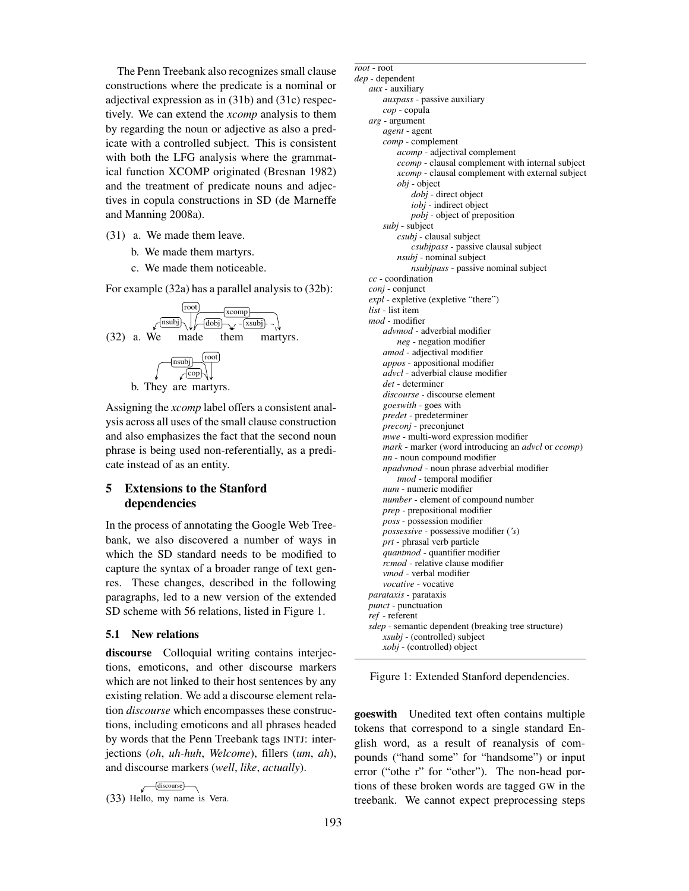The Penn Treebank also recognizes small clause constructions where the predicate is a nominal or adjectival expression as in (31b) and (31c) respectively. We can extend the *xcomp* analysis to them by regarding the noun or adjective as also a predicate with a controlled subject. This is consistent with both the LFG analysis where the grammatical function XCOMP originated (Bresnan 1982) and the treatment of predicate nouns and adjectives in copula constructions in SD (de Marneffe and Manning 2008a).

(31) a. We made them leave.

b. We made them martyrs.

c. We made them noticeable.

For example (32a) has a parallel analysis to (32b):

(32) a. We made them martyrs.

[Dependency arcs: root → made; nsubj(made, We); dobj(made, them); xcomp(made, martyrs); xsubj(martyrs, them)]

b. They are martyrs.

[Dependency arcs: root → martyrs; nsubj(martyrs, They); cop(martyrs, are)]

Assigning the *xcomp* label offers a consistent analysis across all uses of the small clause construction and also emphasizes the fact that the second noun phrase is being used non-referentially, as a predicate instead of as an entity.

## 5 Extensions to the Stanford dependencies

In the process of annotating the Google Web Treebank, we also discovered a number of ways in which the SD standard needs to be modified to capture the syntax of a broader range of text genres. These changes, described in the following paragraphs, led to a new version of the extended SD scheme with 56 relations, listed in Figure 1.

### 5.1 New relations

**discourse** Colloquial writing contains interjections, emoticons, and other discourse markers which are not linked to their host sentences by any existing relation. We add a discourse element relation *discourse* which encompasses these constructions, including emoticons and all phrases headed by words that the Penn Treebank tags INTJ: interjections (*oh*, *uh-huh*, *Welcome*), fillers (*um*, *ah*), and discourse markers (*well*, *like*, *actually*).

(33) Hello, my name is Vera.

[Dependency arc: discourse(is, Hello)]

- *root* - root
- *dep* - dependent
  - *aux* - auxiliary
    - *auxpass* - passive auxiliary
    - *cop* - copula
  - *arg* - argument
    - *agent* - agent
    - *comp* - complement
      - *acomp* - adjectival complement
      - *ccomp* - clausal complement with internal subject
      - *xcomp* - clausal complement with external subject
      - *obj* - object
        - *dobj* - direct object
        - *iobj* - indirect object
        - *pobj* - object of preposition
    - *subj* - subject
      - *csubj* - clausal subject
        - *csubjpass* - passive clausal subject
      - *nsubj* - nominal subject
        - *nsubjpass* - passive nominal subject
  - *cc* - coordination
  - *conj* - conjunct
  - *expl* - expletive (expletive "there")
  - *list* - list item
  - *mod* - modifier
    - *advmod* - adverbial modifier
      - *neg* - negation modifier
    - *amod* - adjectival modifier
    - *appos* - appositional modifier
    - *advcl* - adverbial clause modifier
    - *det* - determiner
    - *discourse* - discourse element
    - *goeswith* - goes with
    - *predet* - predeterminer
    - *preconj* - preconjunct
    - *mwe* - multi-word expression modifier
    - *mark* - marker (word introducing an *advcl* or *ccomp*)
    - *nn* - noun compound modifier
    - *npadvmod* - noun phrase adverbial modifier
      - *tmod* - temporal modifier
    - *num* - numeric modifier
    - *number* - element of compound number
    - *prep* - prepositional modifier
    - *poss* - possession modifier
    - *possessive* - possessive modifier (*'s*)
    - *prt* - phrasal verb particle
    - *quantmod* - quantifier modifier
    - *rcmod* - relative clause modifier
    - *vmod* - verbal modifier
    - *vocative* - vocative
  - *parataxis* - parataxis
  - *punct* - punctuation
  - *ref* - referent
  - *sdep* - semantic dependent (breaking tree structure)
    - *xsubj* - (controlled) subject
    - *xobj* - (controlled) object

Figure 1: Extended Stanford dependencies.

**goeswith** Unedited text often contains multiple tokens that correspond to a single standard English word, as a result of reanalysis of compounds ("hand some" for "handsome") or input error ("othe r" for "other"). The non-head portions of these broken words are tagged GW in the treebank. We cannot expect preprocessing steps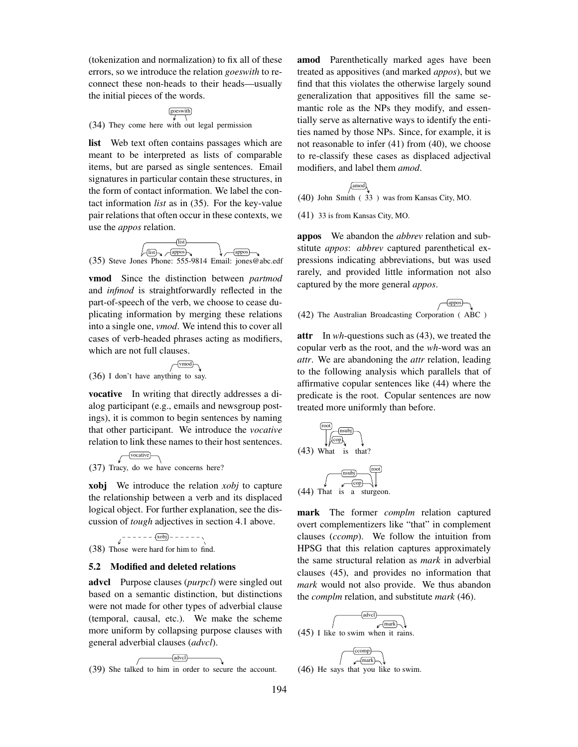(tokenization and normalization) to fix all of these errors, so we introduce the relation *goeswith* to reconnect these non-heads to their heads—usually the initial pieces of the words.

(34) They come here with out legal permission

**list** Web text often contains passages which are meant to be interpreted as lists of comparable items, but are parsed as single sentences. Email signatures in particular contain these structures, in the form of contact information. We label the contact information *list* as in (35). For the key-value pair relations that often occur in these contexts, we use the *appos* relation.

(35) Steve Jones Phone: 555-9814 Email: jones@abc.edf

**vmod** Since the distinction between *partmod* and *infmod* is straightforwardly reflected in the part-of-speech of the verb, we choose to cease duplicating information by merging these relations into a single one, *vmod*. We intend this to cover all cases of verb-headed phrases acting as modifiers, which are not full clauses.

(36) I don't have anything to say.

**vocative** In writing that directly addresses a dialog participant (e.g., emails and newsgroup postings), it is common to begin sentences by naming that other participant. We introduce the *vocative* relation to link these names to their host sentences.

(37) Tracy, do we have concerns here?

**xobj** We introduce the relation *xobj* to capture the relationship between a verb and its displaced logical object. For further explanation, see the discussion of *tough* adjectives in section 4.1 above.

(38) Those were hard for him to find.

### 5.2 Modified and deleted relations

**advcl** Purpose clauses (*purpcl*) were singled out based on a semantic distinction, but distinctions were not made for other types of adverbial clause (temporal, causal, etc.). We make the scheme more uniform by collapsing purpose clauses with general adverbial clauses (*advcl*).

(39) She talked to him in order to secure the account.

**amod** Parenthetically marked ages have been treated as appositives (and marked *appos*), but we find that this violates the otherwise largely sound generalization that appositives fill the same semantic role as the NPs they modify, and essentially serve as alternative ways to identify the entities named by those NPs. Since, for example, it is not reasonable to infer (41) from (40), we choose to re-classify these cases as displaced adjectival modifiers, and label them *amod*.

(40) John Smith ( 33 ) was from Kansas City, MO.

(41) 33 is from Kansas City, MO.

**appos** We abandon the *abbrev* relation and substitute *appos*: *abbrev* captured parenthetical expressions indicating abbreviations, but was used rarely, and provided little information not also captured by the more general *appos*.

(42) The Australian Broadcasting Corporation ( ABC )

**attr** In *wh*-questions such as (43), we treated the copular verb as the root, and the *wh*-word was an *attr*. We are abandoning the *attr* relation, leading to the following analysis which parallels that of affirmative copular sentences like (44) where the predicate is the root. Copular sentences are now treated more uniformly than before.

(43) What is that?

(44) That is a sturgeon.

**mark** The former *complm* relation captured overt complementizers like "that" in complement clauses (*ccomp*). We follow the intuition from HPSG that this relation captures approximately the same structural relation as *mark* in adverbial clauses (45), and provides no information that *mark* would not also provide. We thus abandon the *complm* relation, and substitute *mark* (46).

(45) I like to swim when it rains.

(46) He says that you like to swim.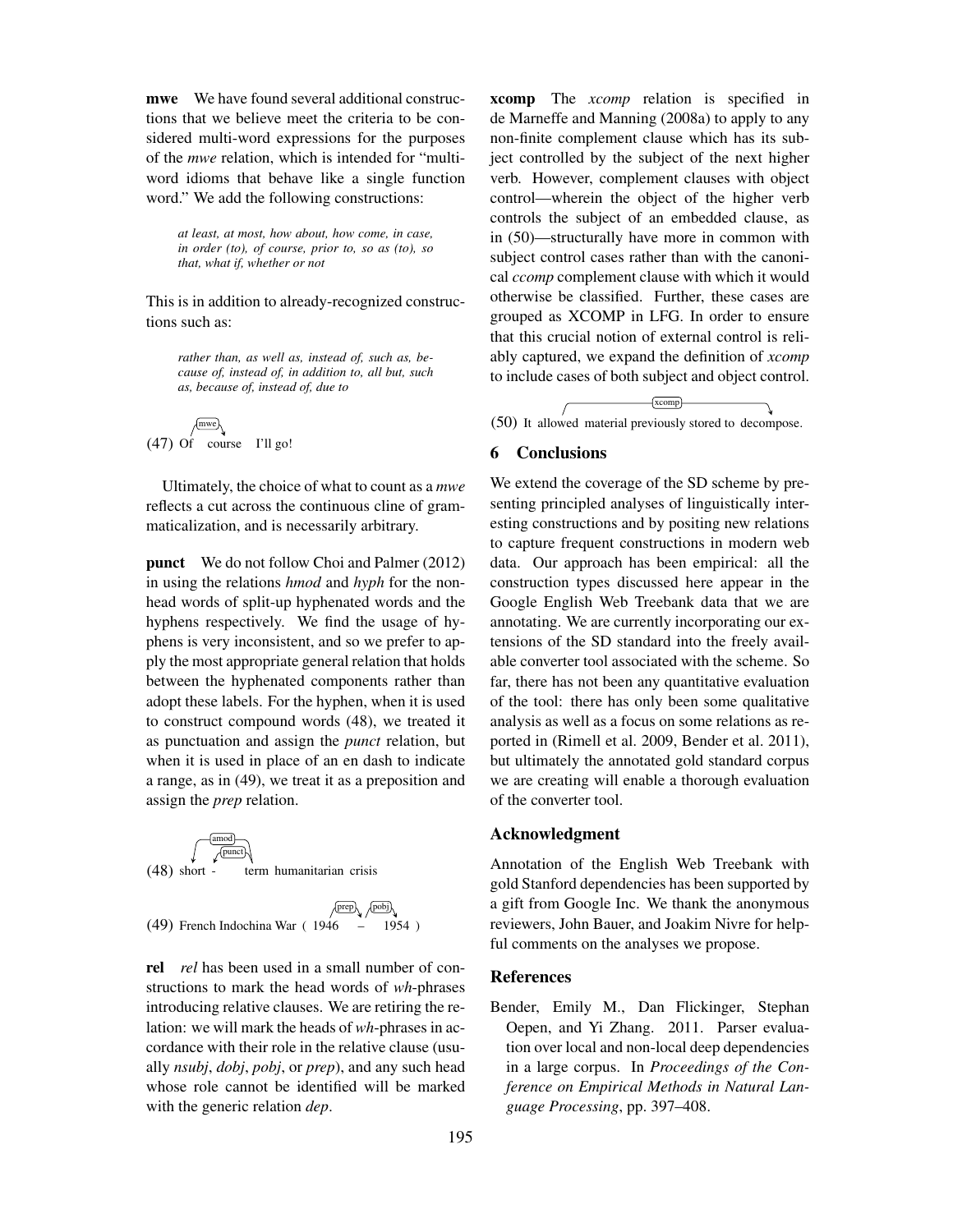**mwe** We have found several additional constructions that we believe meet the criteria to be considered multi-word expressions for the purposes of the *mwe* relation, which is intended for "multi-word idioms that behave like a single function word." We add the following constructions:

> *at least, at most, how about, how come, in case, in order (to), of course, prior to, so as (to), so that, what if, whether or not*

This is in addition to already-recognized constructions such as:

> *rather than, as well as, instead of, such as, because of, instead of, in addition to, all but, such as, because of, instead of, due to*

(47) Of course I'll go! [mwe: Of → course]

Ultimately, the choice of what to count as a *mwe* reflects a cut across the continuous cline of grammaticalization, and is necessarily arbitrary.

**punct** We do not follow Choi and Palmer (2012) in using the relations *hmod* and *hyph* for the non-head words of split-up hyphenated words and the hyphens respectively. We find the usage of hyphens is very inconsistent, and so we prefer to apply the most appropriate general relation that holds between the hyphenated components rather than adopt these labels. For the hyphen, when it is used to construct compound words (48), we treated it as punctuation and assign the *punct* relation, but when it is used in place of an en dash to indicate a range, as in (49), we treat it as a preposition and assign the *prep* relation.

(48) short - term humanitarian crisis [amod: term → short; punct: term → -]

(49) French Indochina War ( 1946 – 1954 ) [prep: 1946 → –; pobj: – → 1954]

**rel** *rel* has been used in a small number of constructions to mark the head words of *wh*-phrases introducing relative clauses. We are retiring the relation: we will mark the heads of *wh*-phrases in accordance with their role in the relative clause (usually *nsubj*, *dobj*, *pobj*, or *prep*), and any such head whose role cannot be identified will be marked with the generic relation *dep*.

**xcomp** The *xcomp* relation is specified in de Marneffe and Manning (2008a) to apply to any non-finite complement clause which has its subject controlled by the subject of the next higher verb. However, complement clauses with object control—wherein the object of the higher verb controls the subject of an embedded clause, as in (50)—structurally have more in common with subject control cases rather than with the canonical *ccomp* complement clause with which it would otherwise be classified. Further, these cases are grouped as XCOMP in LFG. In order to ensure that this crucial notion of external control is reliably captured, we expand the definition of *xcomp* to include cases of both subject and object control.

(50) It allowed material previously stored to decompose. [xcomp: allowed → decompose]

## 6 Conclusions

We extend the coverage of the SD scheme by presenting principled analyses of linguistically interesting constructions and by positing new relations to capture frequent constructions in modern web data. Our approach has been empirical: all the construction types discussed here appear in the Google English Web Treebank data that we are annotating. We are currently incorporating our extensions of the SD standard into the freely available converter tool associated with the scheme. So far, there has not been any quantitative evaluation of the tool: there has only been some qualitative analysis as well as a focus on some relations as reported in (Rimell et al. 2009, Bender et al. 2011), but ultimately the annotated gold standard corpus we are creating will enable a thorough evaluation of the converter tool.

## Acknowledgment

Annotation of the English Web Treebank with gold Stanford dependencies has been supported by a gift from Google Inc. We thank the anonymous reviewers, John Bauer, and Joakim Nivre for helpful comments on the analyses we propose.

## References

Bender, Emily M., Dan Flickinger, Stephan Oepen, and Yi Zhang. 2011. Parser evaluation over local and non-local deep dependencies in a large corpus. In *Proceedings of the Conference on Empirical Methods in Natural Language Processing*, pp. 397–408.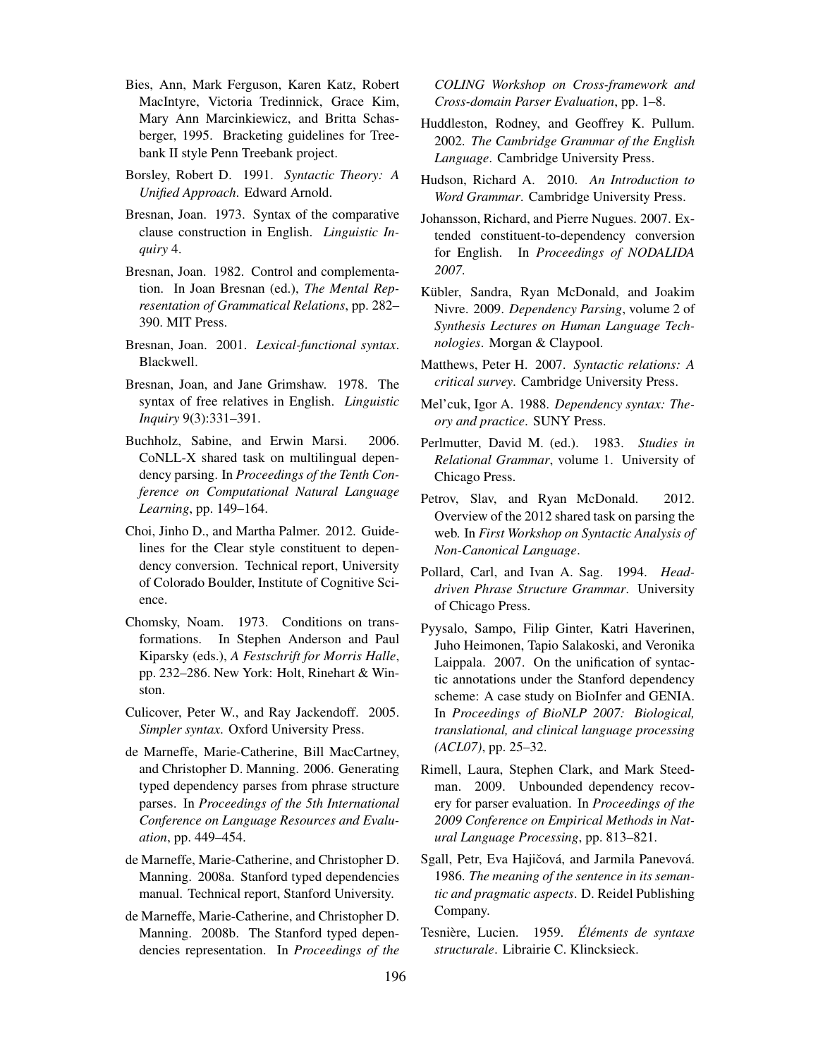Bies, Ann, Mark Ferguson, Karen Katz, Robert MacIntyre, Victoria Tredinnick, Grace Kim, Mary Ann Marcinkiewicz, and Britta Schasberger, 1995. Bracketing guidelines for Treebank II style Penn Treebank project.

Borsley, Robert D. 1991. *Syntactic Theory: A Unified Approach*. Edward Arnold.

Bresnan, Joan. 1973. Syntax of the comparative clause construction in English. *Linguistic Inquiry* 4.

Bresnan, Joan. 1982. Control and complementation. In Joan Bresnan (ed.), *The Mental Representation of Grammatical Relations*, pp. 282–390. MIT Press.

Bresnan, Joan. 2001. *Lexical-functional syntax*. Blackwell.

Bresnan, Joan, and Jane Grimshaw. 1978. The syntax of free relatives in English. *Linguistic Inquiry* 9(3):331–391.

Buchholz, Sabine, and Erwin Marsi. 2006. CoNLL-X shared task on multilingual dependency parsing. In *Proceedings of the Tenth Conference on Computational Natural Language Learning*, pp. 149–164.

Choi, Jinho D., and Martha Palmer. 2012. Guidelines for the Clear style constituent to dependency conversion. Technical report, University of Colorado Boulder, Institute of Cognitive Science.

Chomsky, Noam. 1973. Conditions on transformations. In Stephen Anderson and Paul Kiparsky (eds.), *A Festschrift for Morris Halle*, pp. 232–286. New York: Holt, Rinehart & Winston.

Culicover, Peter W., and Ray Jackendoff. 2005. *Simpler syntax*. Oxford University Press.

de Marneffe, Marie-Catherine, Bill MacCartney, and Christopher D. Manning. 2006. Generating typed dependency parses from phrase structure parses. In *Proceedings of the 5th International Conference on Language Resources and Evaluation*, pp. 449–454.

de Marneffe, Marie-Catherine, and Christopher D. Manning. 2008a. Stanford typed dependencies manual. Technical report, Stanford University.

de Marneffe, Marie-Catherine, and Christopher D. Manning. 2008b. The Stanford typed dependencies representation. In *Proceedings of the COLING Workshop on Cross-framework and Cross-domain Parser Evaluation*, pp. 1–8.

Huddleston, Rodney, and Geoffrey K. Pullum. 2002. *The Cambridge Grammar of the English Language*. Cambridge University Press.

Hudson, Richard A. 2010. *An Introduction to Word Grammar*. Cambridge University Press.

Johansson, Richard, and Pierre Nugues. 2007. Extended constituent-to-dependency conversion for English. In *Proceedings of NODALIDA 2007*.

Kübler, Sandra, Ryan McDonald, and Joakim Nivre. 2009. *Dependency Parsing*, volume 2 of *Synthesis Lectures on Human Language Technologies*. Morgan & Claypool.

Matthews, Peter H. 2007. *Syntactic relations: A critical survey*. Cambridge University Press.

Mel'cuk, Igor A. 1988. *Dependency syntax: Theory and practice*. SUNY Press.

Perlmutter, David M. (ed.). 1983. *Studies in Relational Grammar*, volume 1. University of Chicago Press.

Petrov, Slav, and Ryan McDonald. 2012. Overview of the 2012 shared task on parsing the web. In *First Workshop on Syntactic Analysis of Non-Canonical Language*.

Pollard, Carl, and Ivan A. Sag. 1994. *Head-driven Phrase Structure Grammar*. University of Chicago Press.

Pyysalo, Sampo, Filip Ginter, Katri Haverinen, Juho Heimonen, Tapio Salakoski, and Veronika Laippala. 2007. On the unification of syntactic annotations under the Stanford dependency scheme: A case study on BioInfer and GENIA. In *Proceedings of BioNLP 2007: Biological, translational, and clinical language processing (ACL07)*, pp. 25–32.

Rimell, Laura, Stephen Clark, and Mark Steedman. 2009. Unbounded dependency recovery for parser evaluation. In *Proceedings of the 2009 Conference on Empirical Methods in Natural Language Processing*, pp. 813–821.

Sgall, Petr, Eva Hajičová, and Jarmila Panevová. 1986. *The meaning of the sentence in its semantic and pragmatic aspects*. D. Reidel Publishing Company.

Tesnière, Lucien. 1959. *Éléments de syntaxe structurale*. Librairie C. Klincksieck.